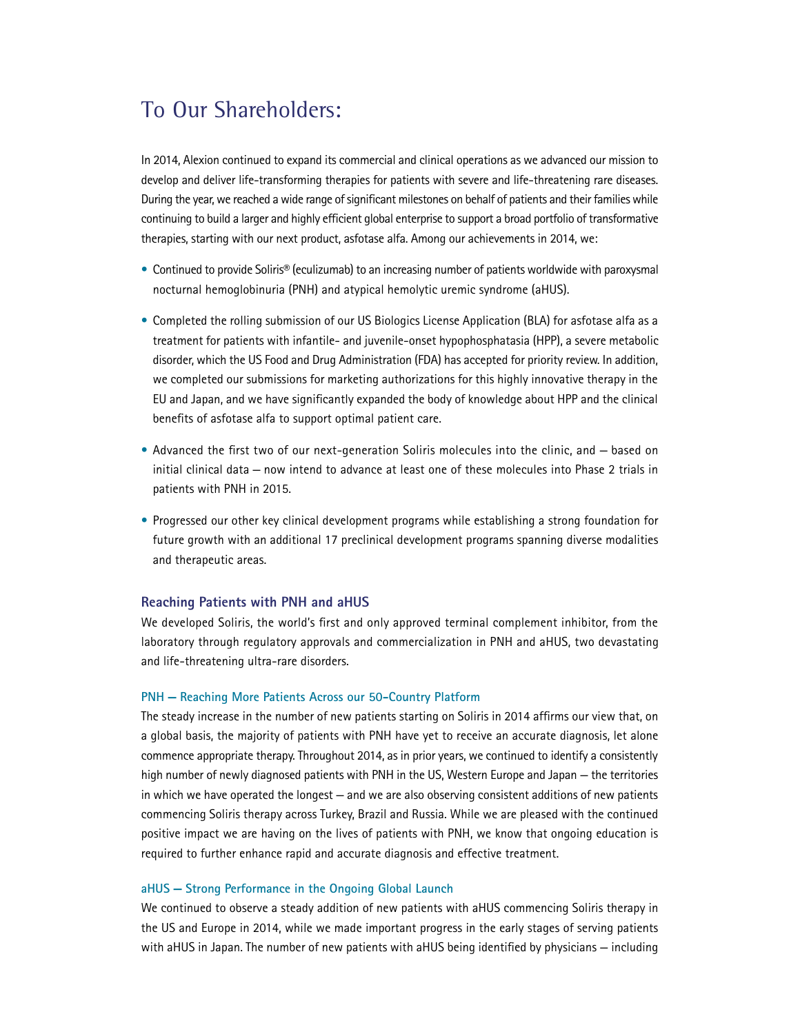# To Our Shareholders:

In 2014, Alexion continued to expand its commercial and clinical operations as we advanced our mission to develop and deliver life-transforming therapies for patients with severe and life-threatening rare diseases. During the year, we reached a wide range of significant milestones on behalf of patients and their families while continuing to build a larger and highly efficient global enterprise to support a broad portfolio of transformative therapies, starting with our next product, asfotase alfa. Among our achievements in 2014, we:

- Continued to provide Soliris® (eculizumab) to an increasing number of patients worldwide with paroxysmal nocturnal hemoglobinuria (PNH) and atypical hemolytic uremic syndrome (aHUS).
- Completed the rolling submission of our US Biologics License Application (BLA) for asfotase alfa as a treatment for patients with infantile- and juvenile-onset hypophosphatasia (HPP), a severe metabolic disorder, which the US Food and Drug Administration (FDA) has accepted for priority review. In addition, we completed our submissions for marketing authorizations for this highly innovative therapy in the EU and Japan, and we have significantly expanded the body of knowledge about HPP and the clinical benefits of asfotase alfa to support optimal patient care.
- Advanced the first two of our next-generation Soliris molecules into the clinic, and — based on initial clinical data — now intend to advance at least one of these molecules into Phase 2 trials in patients with PNH in 2015.
- Progressed our other key clinical development programs while establishing a strong foundation for future growth with an additional 17 preclinical development programs spanning diverse modalities and therapeutic areas.

## Reaching Patients with PNH and aHUS

We developed Soliris, the world's first and only approved terminal complement inhibitor, from the laboratory through regulatory approvals and commercialization in PNH and aHUS, two devastating and life-threatening ultra-rare disorders.

### PNH — Reaching More Patients Across our 50-Country Platform

The steady increase in the number of new patients starting on Soliris in 2014 affirms our view that, on a global basis, the majority of patients with PNH have yet to receive an accurate diagnosis, let alone commence appropriate therapy. Throughout 2014, as in prior years, we continued to identify a consistently high number of newly diagnosed patients with PNH in the US, Western Europe and Japan — the territories in which we have operated the longest — and we are also observing consistent additions of new patients commencing Soliris therapy across Turkey, Brazil and Russia. While we are pleased with the continued positive impact we are having on the lives of patients with PNH, we know that ongoing education is required to further enhance rapid and accurate diagnosis and effective treatment.

### aHUS — Strong Performance in the Ongoing Global Launch

We continued to observe a steady addition of new patients with aHUS commencing Soliris therapy in the US and Europe in 2014, while we made important progress in the early stages of serving patients with aHUS in Japan. The number of new patients with aHUS being identified by physicians — including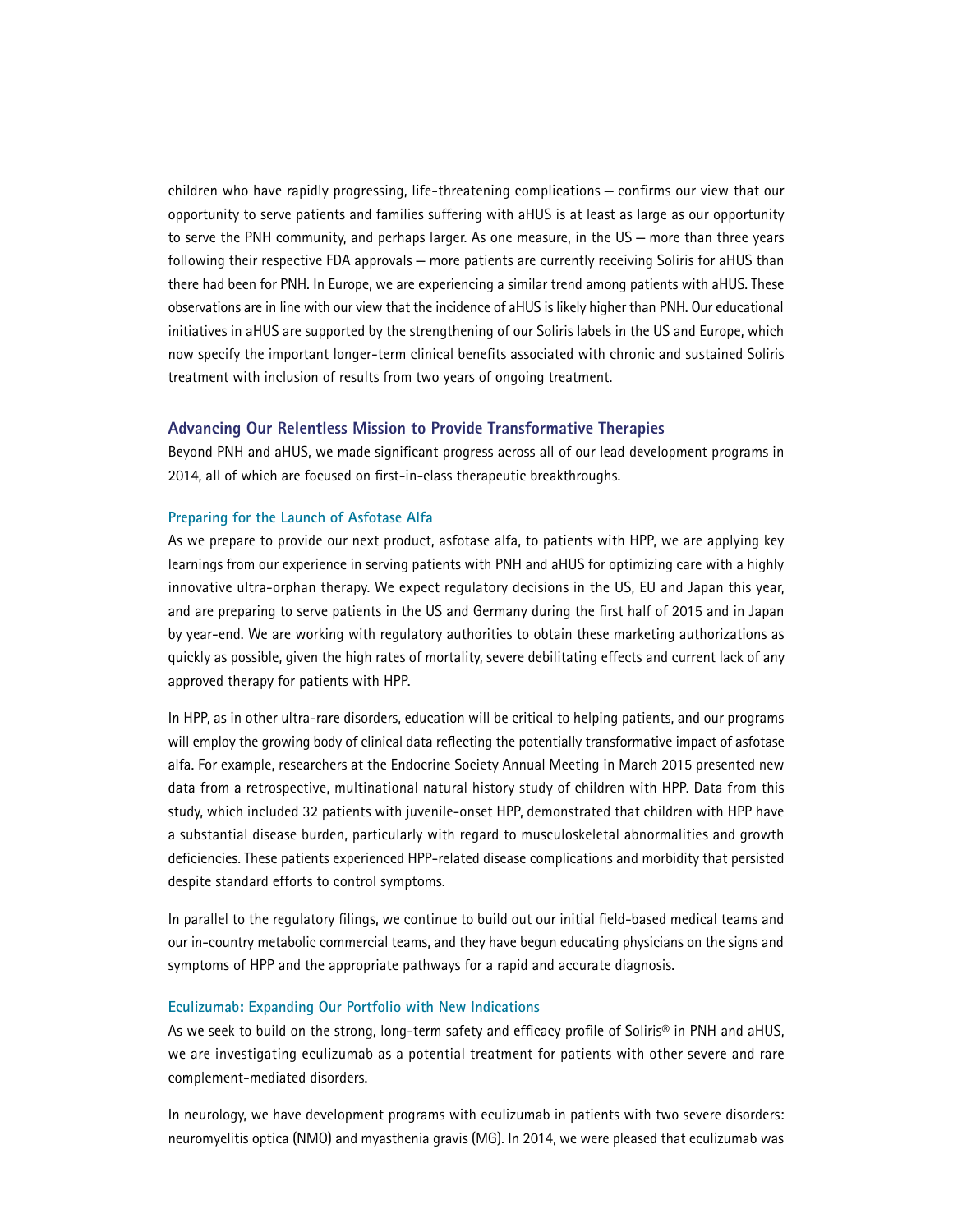children who have rapidly progressing, life-threatening complications — confirms our view that our opportunity to serve patients and families suffering with aHUS is at least as large as our opportunity to serve the PNH community, and perhaps larger. As one measure, in the US — more than three years following their respective FDA approvals — more patients are currently receiving Soliris for aHUS than there had been for PNH. In Europe, we are experiencing a similar trend among patients with aHUS. These observations are in line with our view that the incidence of aHUS is likely higher than PNH. Our educational initiatives in aHUS are supported by the strengthening of our Soliris labels in the US and Europe, which now specify the important longer-term clinical benefits associated with chronic and sustained Soliris treatment with inclusion of results from two years of ongoing treatment.

## Advancing Our Relentless Mission to Provide Transformative Therapies

Beyond PNH and aHUS, we made significant progress across all of our lead development programs in 2014, all of which are focused on first-in-class therapeutic breakthroughs.

### Preparing for the Launch of Asfotase Alfa

As we prepare to provide our next product, asfotase alfa, to patients with HPP, we are applying key learnings from our experience in serving patients with PNH and aHUS for optimizing care with a highly innovative ultra-orphan therapy. We expect regulatory decisions in the US, EU and Japan this year, and are preparing to serve patients in the US and Germany during the first half of 2015 and in Japan by year-end. We are working with regulatory authorities to obtain these marketing authorizations as quickly as possible, given the high rates of mortality, severe debilitating effects and current lack of any approved therapy for patients with HPP.

In HPP, as in other ultra-rare disorders, education will be critical to helping patients, and our programs will employ the growing body of clinical data reflecting the potentially transformative impact of asfotase alfa. For example, researchers at the Endocrine Society Annual Meeting in March 2015 presented new data from a retrospective, multinational natural history study of children with HPP. Data from this study, which included 32 patients with juvenile-onset HPP, demonstrated that children with HPP have a substantial disease burden, particularly with regard to musculoskeletal abnormalities and growth deficiencies. These patients experienced HPP-related disease complications and morbidity that persisted despite standard efforts to control symptoms.

In parallel to the regulatory filings, we continue to build out our initial field-based medical teams and our in-country metabolic commercial teams, and they have begun educating physicians on the signs and symptoms of HPP and the appropriate pathways for a rapid and accurate diagnosis.

### Eculizumab: Expanding Our Portfolio with New Indications

As we seek to build on the strong, long-term safety and efficacy profile of Soliris® in PNH and aHUS, we are investigating eculizumab as a potential treatment for patients with other severe and rare complement-mediated disorders.

In neurology, we have development programs with eculizumab in patients with two severe disorders: neuromyelitis optica (NMO) and myasthenia gravis (MG). In 2014, we were pleased that eculizumab was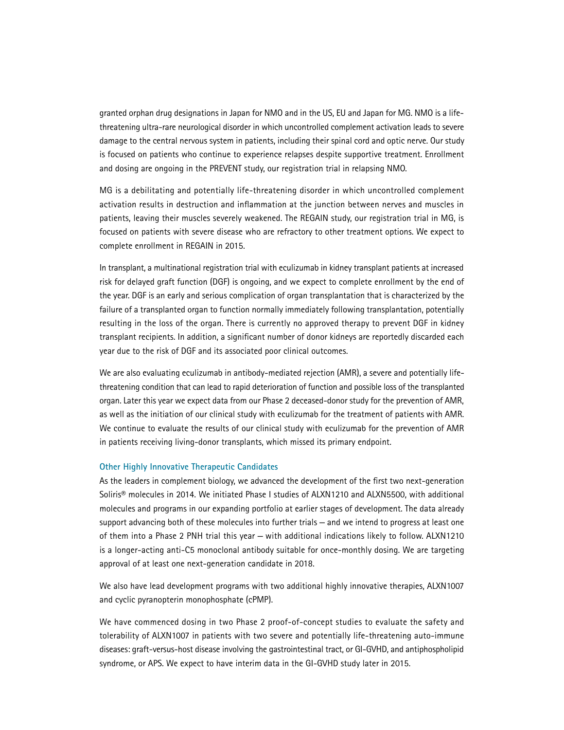granted orphan drug designations in Japan for NMO and in the US, EU and Japan for MG. NMO is a life-threatening ultra-rare neurological disorder in which uncontrolled complement activation leads to severe damage to the central nervous system in patients, including their spinal cord and optic nerve. Our study is focused on patients who continue to experience relapses despite supportive treatment. Enrollment and dosing are ongoing in the PREVENT study, our registration trial in relapsing NMO.

MG is a debilitating and potentially life-threatening disorder in which uncontrolled complement activation results in destruction and inflammation at the junction between nerves and muscles in patients, leaving their muscles severely weakened. The REGAIN study, our registration trial in MG, is focused on patients with severe disease who are refractory to other treatment options. We expect to complete enrollment in REGAIN in 2015.

In transplant, a multinational registration trial with eculizumab in kidney transplant patients at increased risk for delayed graft function (DGF) is ongoing, and we expect to complete enrollment by the end of the year. DGF is an early and serious complication of organ transplantation that is characterized by the failure of a transplanted organ to function normally immediately following transplantation, potentially resulting in the loss of the organ. There is currently no approved therapy to prevent DGF in kidney transplant recipients. In addition, a significant number of donor kidneys are reportedly discarded each year due to the risk of DGF and its associated poor clinical outcomes.

We are also evaluating eculizumab in antibody-mediated rejection (AMR), a severe and potentially life-threatening condition that can lead to rapid deterioration of function and possible loss of the transplanted organ. Later this year we expect data from our Phase 2 deceased-donor study for the prevention of AMR, as well as the initiation of our clinical study with eculizumab for the treatment of patients with AMR. We continue to evaluate the results of our clinical study with eculizumab for the prevention of AMR in patients receiving living-donor transplants, which missed its primary endpoint.

### Other Highly Innovative Therapeutic Candidates

As the leaders in complement biology, we advanced the development of the first two next-generation Soliris® molecules in 2014. We initiated Phase I studies of ALXN1210 and ALXN5500, with additional molecules and programs in our expanding portfolio at earlier stages of development. The data already support advancing both of these molecules into further trials — and we intend to progress at least one of them into a Phase 2 PNH trial this year — with additional indications likely to follow. ALXN1210 is a longer-acting anti-C5 monoclonal antibody suitable for once-monthly dosing. We are targeting approval of at least one next-generation candidate in 2018.

We also have lead development programs with two additional highly innovative therapies, ALXN1007 and cyclic pyranopterin monophosphate (cPMP).

We have commenced dosing in two Phase 2 proof-of-concept studies to evaluate the safety and tolerability of ALXN1007 in patients with two severe and potentially life-threatening auto-immune diseases: graft-versus-host disease involving the gastrointestinal tract, or GI-GVHD, and antiphospholipid syndrome, or APS. We expect to have interim data in the GI-GVHD study later in 2015.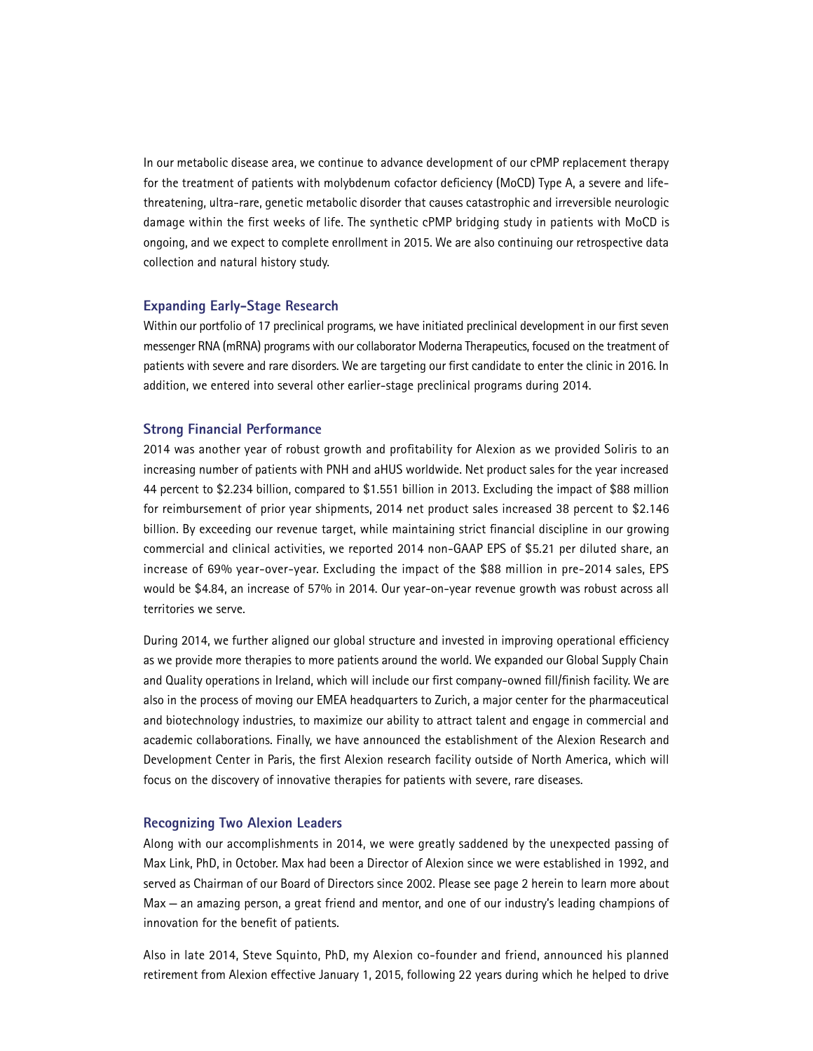In our metabolic disease area, we continue to advance development of our cPMP replacement therapy for the treatment of patients with molybdenum cofactor deficiency (MoCD) Type A, a severe and life-threatening, ultra-rare, genetic metabolic disorder that causes catastrophic and irreversible neurologic damage within the first weeks of life. The synthetic cPMP bridging study in patients with MoCD is ongoing, and we expect to complete enrollment in 2015. We are also continuing our retrospective data collection and natural history study.

## Expanding Early-Stage Research

Within our portfolio of 17 preclinical programs, we have initiated preclinical development in our first seven messenger RNA (mRNA) programs with our collaborator Moderna Therapeutics, focused on the treatment of patients with severe and rare disorders. We are targeting our first candidate to enter the clinic in 2016. In addition, we entered into several other earlier-stage preclinical programs during 2014.

## Strong Financial Performance

2014 was another year of robust growth and profitability for Alexion as we provided Soliris to an increasing number of patients with PNH and aHUS worldwide. Net product sales for the year increased 44 percent to $2.234 billion, compared to $1.551 billion in 2013. Excluding the impact of $88 million for reimbursement of prior year shipments, 2014 net product sales increased 38 percent to $2.146 billion. By exceeding our revenue target, while maintaining strict financial discipline in our growing commercial and clinical activities, we reported 2014 non-GAAP EPS of $5.21 per diluted share, an increase of 69% year-over-year. Excluding the impact of the $88 million in pre-2014 sales, EPS would be $4.84, an increase of 57% in 2014. Our year-on-year revenue growth was robust across all territories we serve.

During 2014, we further aligned our global structure and invested in improving operational efficiency as we provide more therapies to more patients around the world. We expanded our Global Supply Chain and Quality operations in Ireland, which will include our first company-owned fill/finish facility. We are also in the process of moving our EMEA headquarters to Zurich, a major center for the pharmaceutical and biotechnology industries, to maximize our ability to attract talent and engage in commercial and academic collaborations. Finally, we have announced the establishment of the Alexion Research and Development Center in Paris, the first Alexion research facility outside of North America, which will focus on the discovery of innovative therapies for patients with severe, rare diseases.

## Recognizing Two Alexion Leaders

Along with our accomplishments in 2014, we were greatly saddened by the unexpected passing of Max Link, PhD, in October. Max had been a Director of Alexion since we were established in 1992, and served as Chairman of our Board of Directors since 2002. Please see page 2 herein to learn more about Max — an amazing person, a great friend and mentor, and one of our industry's leading champions of innovation for the benefit of patients.

Also in late 2014, Steve Squinto, PhD, my Alexion co-founder and friend, announced his planned retirement from Alexion effective January 1, 2015, following 22 years during which he helped to drive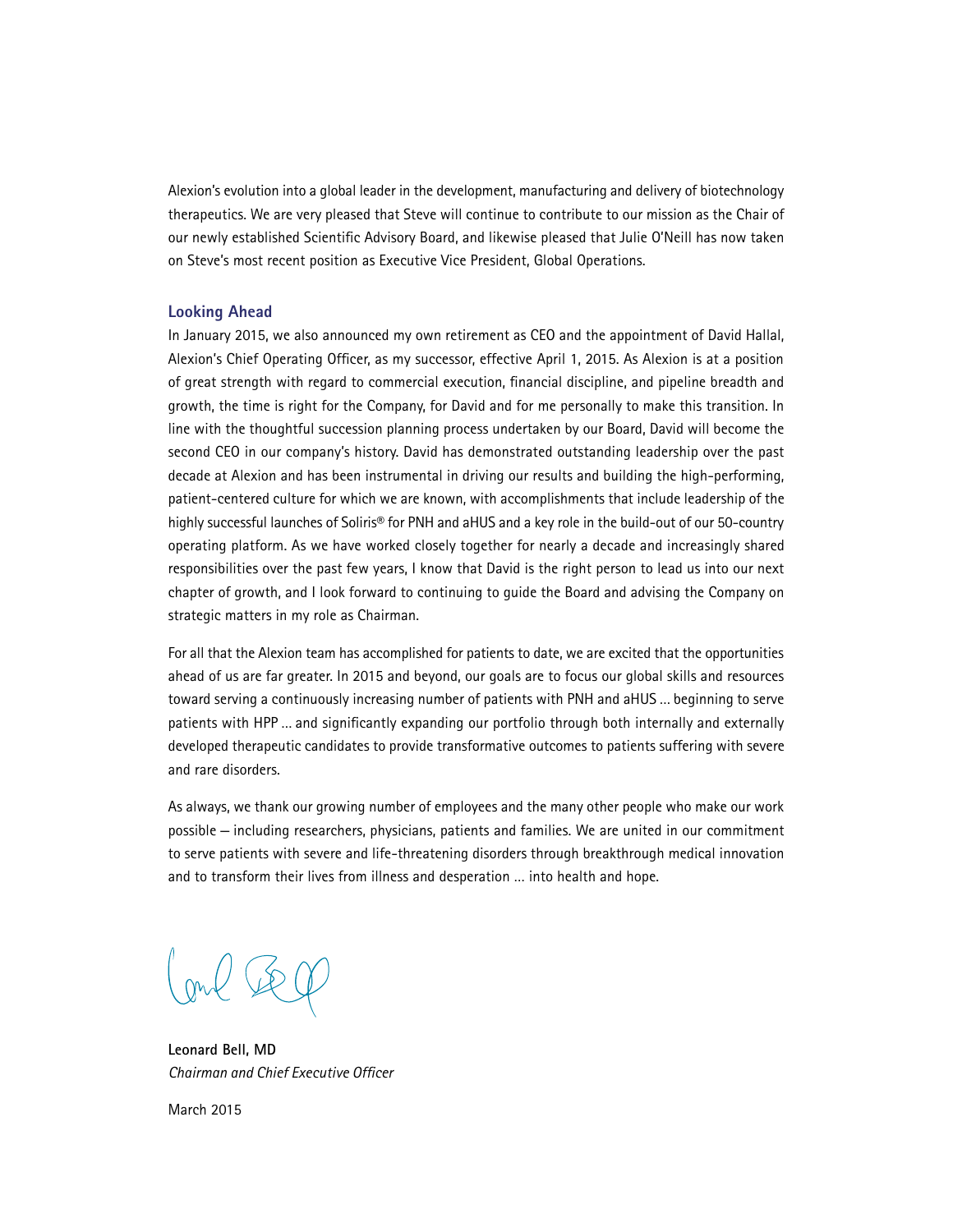Alexion's evolution into a global leader in the development, manufacturing and delivery of biotechnology therapeutics. We are very pleased that Steve will continue to contribute to our mission as the Chair of our newly established Scientific Advisory Board, and likewise pleased that Julie O'Neill has now taken on Steve's most recent position as Executive Vice President, Global Operations.

## Looking Ahead

In January 2015, we also announced my own retirement as CEO and the appointment of David Hallal, Alexion's Chief Operating Officer, as my successor, effective April 1, 2015. As Alexion is at a position of great strength with regard to commercial execution, financial discipline, and pipeline breadth and growth, the time is right for the Company, for David and for me personally to make this transition. In line with the thoughtful succession planning process undertaken by our Board, David will become the second CEO in our company's history. David has demonstrated outstanding leadership over the past decade at Alexion and has been instrumental in driving our results and building the high-performing, patient-centered culture for which we are known, with accomplishments that include leadership of the highly successful launches of Soliris® for PNH and aHUS and a key role in the build-out of our 50-country operating platform. As we have worked closely together for nearly a decade and increasingly shared responsibilities over the past few years, I know that David is the right person to lead us into our next chapter of growth, and I look forward to continuing to guide the Board and advising the Company on strategic matters in my role as Chairman.

For all that the Alexion team has accomplished for patients to date, we are excited that the opportunities ahead of us are far greater. In 2015 and beyond, our goals are to focus our global skills and resources toward serving a continuously increasing number of patients with PNH and aHUS ... beginning to serve patients with HPP ... and significantly expanding our portfolio through both internally and externally developed therapeutic candidates to provide transformative outcomes to patients suffering with severe and rare disorders.

As always, we thank our growing number of employees and the many other people who make our work possible — including researchers, physicians, patients and families. We are united in our commitment to serve patients with severe and life-threatening disorders through breakthrough medical innovation and to transform their lives from illness and desperation ... into health and hope.

**Leonard Bell, MD**
*Chairman and Chief Executive Officer*

March 2015